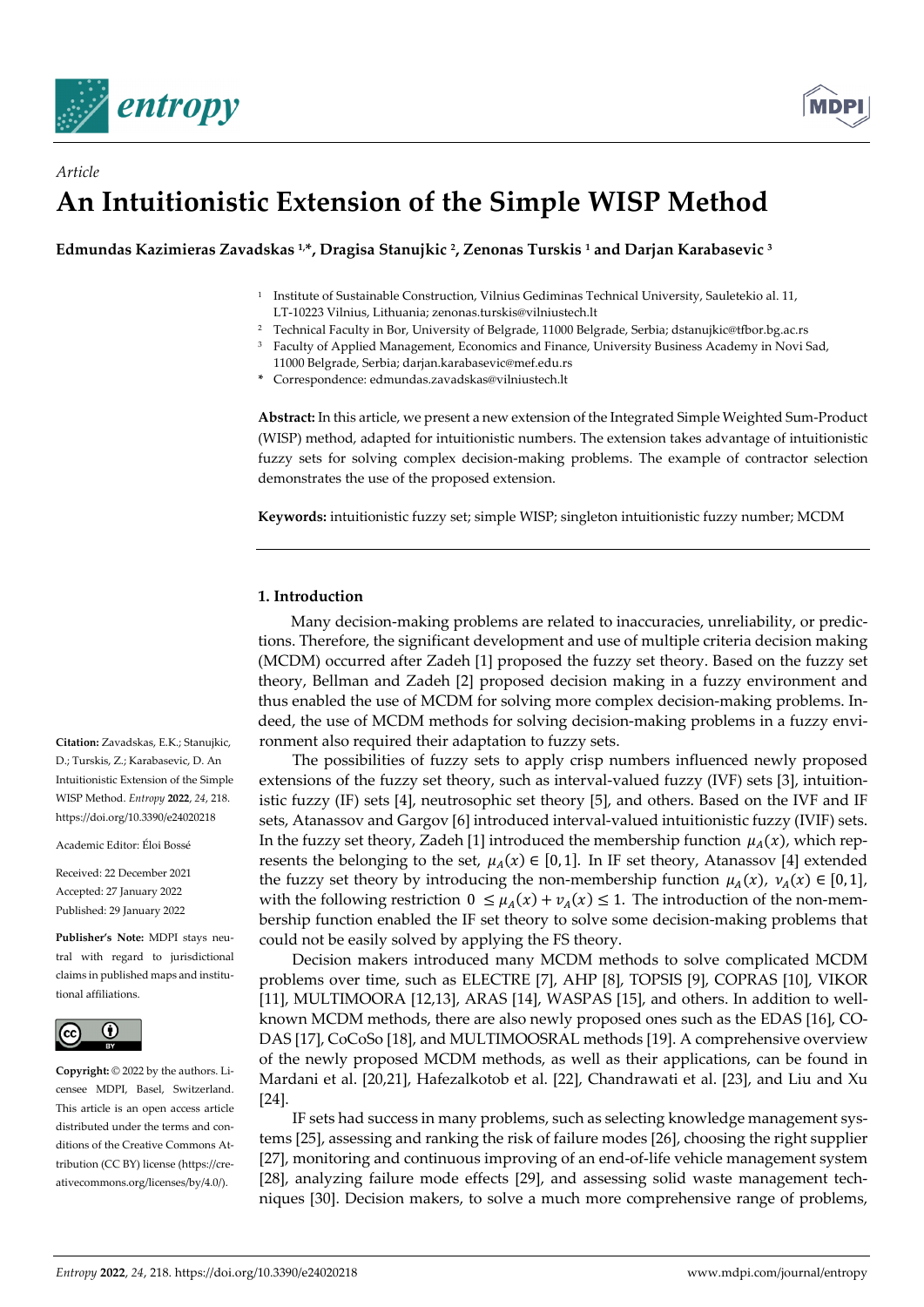*Article*

# An Intuitionistic Extension of the Simple WISP Method

**Edmundas Kazimieras Zavadskas [1,*], Dragisa Stanujkic [2], Zenonas Turskis [1] and Darjan Karabasevic [3]**

[1] Institute of Sustainable Construction, Vilnius Gediminas Technical University, Sauletekio al. 11, LT-10223 Vilnius, Lithuania; zenonas.turskis@vilniustech.lt

[2] Technical Faculty in Bor, University of Belgrade, 11000 Belgrade, Serbia; dstanujkic@tfbor.bg.ac.rs

[3] Faculty of Applied Management, Economics and Finance, University Business Academy in Novi Sad, 11000 Belgrade, Serbia; darjan.karabasevic@mef.edu.rs

\* Correspondence: edmundas.zavadskas@vilniustech.lt

**Abstract:** In this article, we present a new extension of the Integrated Simple Weighted Sum-Product (WISP) method, adapted for intuitionistic numbers. The extension takes advantage of intuitionistic fuzzy sets for solving complex decision-making problems. The example of contractor selection demonstrates the use of the proposed extension.

**Keywords:** intuitionistic fuzzy set; simple WISP; singleton intuitionistic fuzzy number; MCDM

**Citation:** Zavadskas, E.K.; Stanujkic, D.; Turskis, Z.; Karabasevic, D. An Intuitionistic Extension of the Simple WISP Method. *Entropy* **2022**, *24*, 218. https://doi.org/10.3390/e24020218

Academic Editor: Éloi Bossé

Received: 22 December 2021
Accepted: 27 January 2022
Published: 29 January 2022

**Publisher's Note:** MDPI stays neutral with regard to jurisdictional claims in published maps and institutional affiliations.

**Copyright:** © 2022 by the authors. Licensee MDPI, Basel, Switzerland. This article is an open access article distributed under the terms and conditions of the Creative Commons Attribution (CC BY) license (https://creativecommons.org/licenses/by/4.0/).

## 1. Introduction

Many decision-making problems are related to inaccuracies, unreliability, or predictions. Therefore, the significant development and use of multiple criteria decision making (MCDM) occurred after Zadeh [1] proposed the fuzzy set theory. Based on the fuzzy set theory, Bellman and Zadeh [2] proposed decision making in a fuzzy environment and thus enabled the use of MCDM for solving more complex decision-making problems. Indeed, the use of MCDM methods for solving decision-making problems in a fuzzy environment also required their adaptation to fuzzy sets.

The possibilities of fuzzy sets to apply crisp numbers influenced newly proposed extensions of the fuzzy set theory, such as interval-valued fuzzy (IVF) sets [3], intuitionistic fuzzy (IF) sets [4], neutrosophic set theory [5], and others. Based on the IVF and IF sets, Atanassov and Gargov [6] introduced interval-valued intuitionistic fuzzy (IVIF) sets. In the fuzzy set theory, Zadeh [1] introduced the membership function $\mu_A(x)$, which represents the belonging to the set, $\mu_A(x) \in [0, 1]$. In IF set theory, Atanassov [4] extended the fuzzy set theory by introducing the non-membership function $\mu_A(x)$, $\nu_A(x) \in [0, 1]$, with the following restriction $0 \leq \mu_A(x) + \nu_A(x) \leq 1$. The introduction of the non-membership function enabled the IF set theory to solve some decision-making problems that could not be easily solved by applying the FS theory.

Decision makers introduced many MCDM methods to solve complicated MCDM problems over time, such as ELECTRE [7], AHP [8], TOPSIS [9], COPRAS [10], VIKOR [11], MULTIMOORA [12,13], ARAS [14], WASPAS [15], and others. In addition to well-known MCDM methods, there are also newly proposed ones such as the EDAS [16], CODAS [17], CoCoSo [18], and MULTIMOOSRAL methods [19]. A comprehensive overview of the newly proposed MCDM methods, as well as their applications, can be found in Mardani et al. [20,21], Hafezalkotob et al. [22], Chandrawati et al. [23], and Liu and Xu [24].

IF sets had success in many problems, such as selecting knowledge management systems [25], assessing and ranking the risk of failure modes [26], choosing the right supplier [27], monitoring and continuous improving of an end-of-life vehicle management system [28], analyzing failure mode effects [29], and assessing solid waste management techniques [30]. Decision makers, to solve a much more comprehensive range of problems,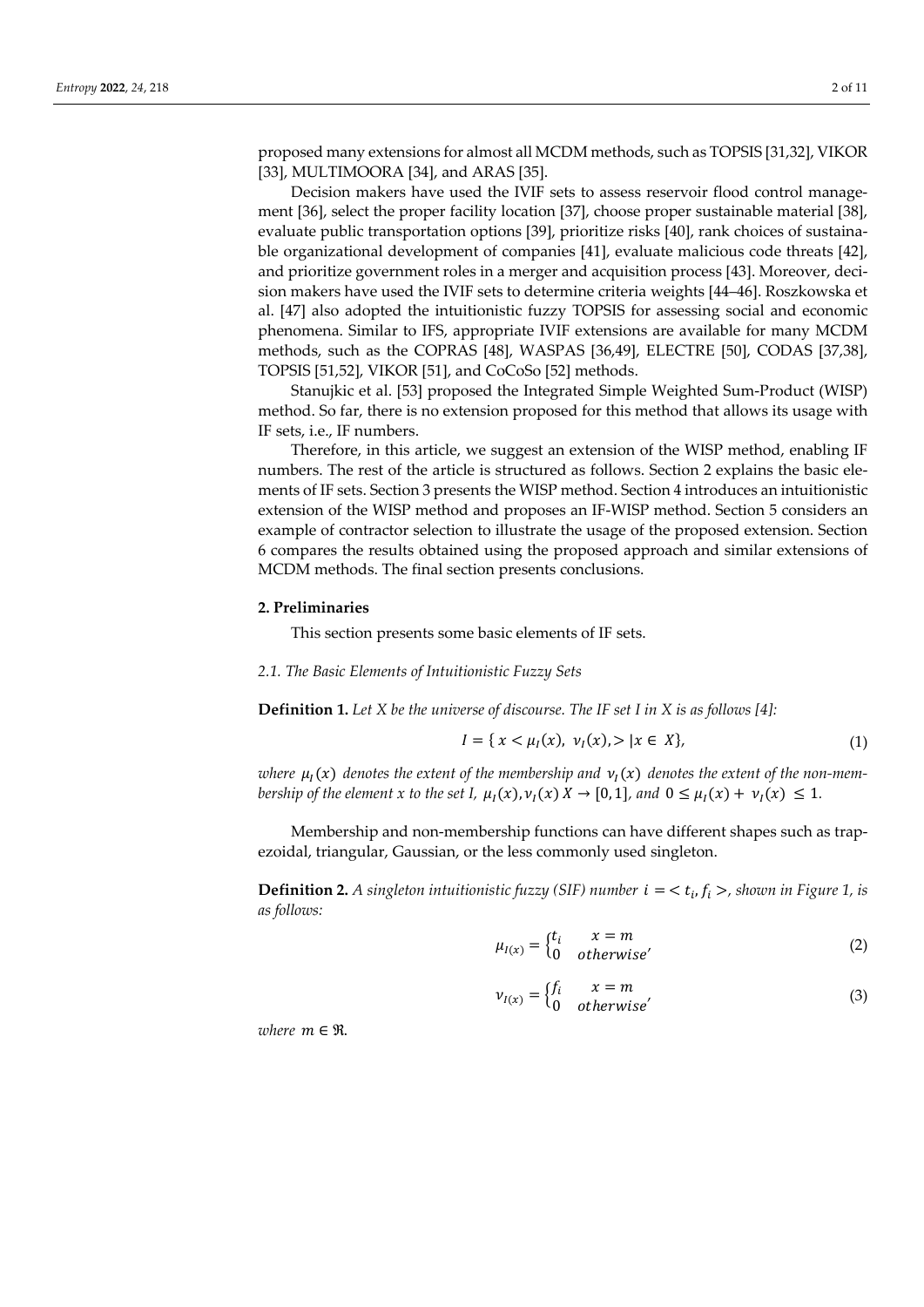proposed many extensions for almost all MCDM methods, such as TOPSIS [31,32], VIKOR [33], MULTIMOORA [34], and ARAS [35].

Decision makers have used the IVIF sets to assess reservoir flood control management [36], select the proper facility location [37], choose proper sustainable material [38], evaluate public transportation options [39], prioritize risks [40], rank choices of sustainable organizational development of companies [41], evaluate malicious code threats [42], and prioritize government roles in a merger and acquisition process [43]. Moreover, decision makers have used the IVIF sets to determine criteria weights [44–46]. Roszkowska et al. [47] also adopted the intuitionistic fuzzy TOPSIS for assessing social and economic phenomena. Similar to IFS, appropriate IVIF extensions are available for many MCDM methods, such as the COPRAS [48], WASPAS [36,49], ELECTRE [50], CODAS [37,38], TOPSIS [51,52], VIKOR [51], and CoCoSo [52] methods.

Stanujkic et al. [53] proposed the Integrated Simple Weighted Sum-Product (WISP) method. So far, there is no extension proposed for this method that allows its usage with IF sets, i.e., IF numbers.

Therefore, in this article, we suggest an extension of the WISP method, enabling IF numbers. The rest of the article is structured as follows. Section 2 explains the basic elements of IF sets. Section 3 presents the WISP method. Section 4 introduces an intuitionistic extension of the WISP method and proposes an IF-WISP method. Section 5 considers an example of contractor selection to illustrate the usage of the proposed extension. Section 6 compares the results obtained using the proposed approach and similar extensions of MCDM methods. The final section presents conclusions.

## 2. Preliminaries

This section presents some basic elements of IF sets.

### 2.1. The Basic Elements of Intuitionistic Fuzzy Sets

**Definition 1.** *Let X be the universe of discourse. The IF set I in X is as follows [4]:*

$$I = \{ x < \mu_I(x),\ \nu_I(x), > | x \in X\}, \tag{1}$$

*where* $\mu_I(x)$ *denotes the extent of the membership and* $\nu_I(x)$ *denotes the extent of the non-membership of the element x to the set I,* $\mu_I(x), \nu_I(x)\, X \to [0,1]$*, and* $0 \le \mu_I(x) + \nu_I(x) \le 1$.

Membership and non-membership functions can have different shapes such as trapezoidal, triangular, Gaussian, or the less commonly used singleton.

**Definition 2.** *A singleton intuitionistic fuzzy (SIF) number* $i = < t_i, f_i >$*, shown in Figure 1, is as follows:*

$$\mu_{I(x)} = \begin{cases} t_i & x = m \\ 0 & otherwise \end{cases}, \tag{2}$$

$$\nu_{I(x)} = \begin{cases} f_i & x = m \\ 0 & otherwise \end{cases}, \tag{3}$$

*where* $m \in \Re$.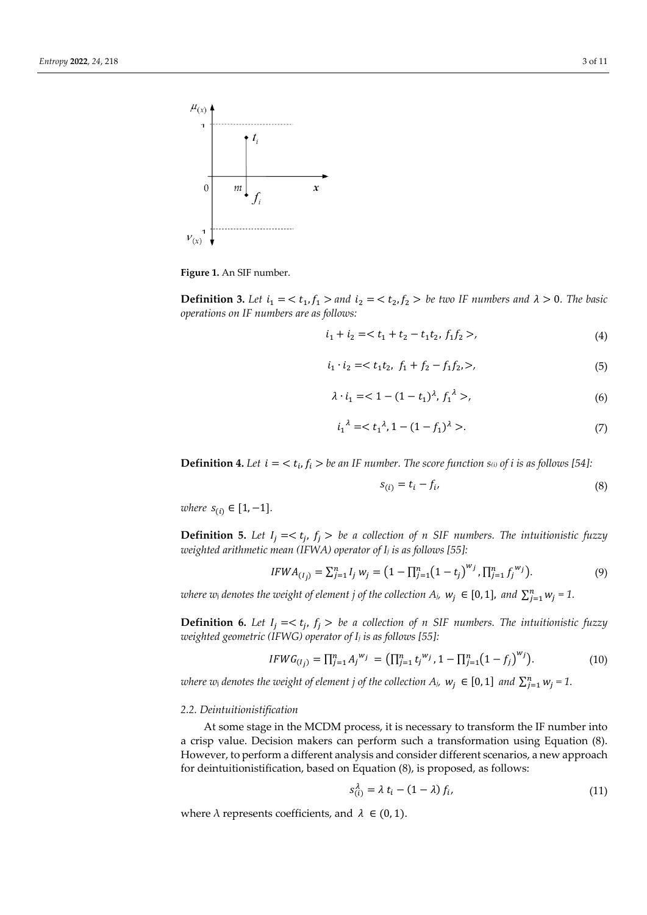**Figure 1.** An SIF number.

**Definition 3.** *Let $i_1 = < t_1, f_1 >$ and $i_2 = < t_2, f_2 >$ be two IF numbers and $\lambda > 0$. The basic operations on IF numbers are as follows:*

$$i_1 + i_2 = < t_1 + t_2 - t_1 t_2,\ f_1 f_2 >, \tag{4}$$

$$i_1 \cdot i_2 = < t_1 t_2,\ f_1 + f_2 - f_1 f_2, >, \tag{5}$$

$$\lambda \cdot i_1 = < 1 - (1 - t_1)^{\lambda},\ {f_1}^{\lambda} >, \tag{6}$$

$${i_1}^{\lambda} = < {t_1}^{\lambda}, 1 - (1 - f_1)^{\lambda} >. \tag{7}$$

**Definition 4.** *Let $i = < t_i, f_i >$ be an IF number. The score function $s_{(i)}$ of i is as follows [54]:*

$$s_{(i)} = t_i - f_i, \tag{8}$$

*where $s_{(i)} \in [1, -1]$.*

**Definition 5.** *Let $I_j = < t_j,\ f_j >$ be a collection of n SIF numbers. The intuitionistic fuzzy weighted arithmetic mean (IFWA) operator of $I_j$ is as follows [55]:*

$$IFWA_{(I_j)} = \sum_{j=1}^{n} I_j\, w_j = \left(1 - \prod_{j=1}^{n} \left(1 - t_j\right)^{w_j}, \prod_{j=1}^{n} {f_j}^{w_j}\right). \tag{9}$$

*where $w_j$ denotes the weight of element j of the collection $A_j$, $w_j \in [0, 1]$, and $\sum_{j=1}^{n} w_j = 1$.*

**Definition 6.** *Let $I_j = < t_j,\ f_j >$ be a collection of n SIF numbers. The intuitionistic fuzzy weighted geometric (IFWG) operator of $I_j$ is as follows [55]:*

$$IFWG_{(I_j)} = \prod_{j=1}^{n} {A_j}^{w_j} = \left(\prod_{j=1}^{n} {t_j}^{w_j}, 1 - \prod_{j=1}^{n} \left(1 - f_j\right)^{w_j}\right). \tag{10}$$

*where $w_j$ denotes the weight of element j of the collection $A_j$, $w_j \in [0, 1]$ and $\sum_{j=1}^{n} w_j = 1$.*

### 2.2. Deintuitionistification

At some stage in the MCDM process, it is necessary to transform the IF number into a crisp value. Decision makers can perform such a transformation using Equation (8). However, to perform a different analysis and consider different scenarios, a new approach for deintuitionistification, based on Equation (8), is proposed, as follows:

$$s_{(i)}^{\lambda} = \lambda\, t_i - (1 - \lambda)\, f_i, \tag{11}$$

where $\lambda$ represents coefficients, and $\lambda \in (0, 1)$.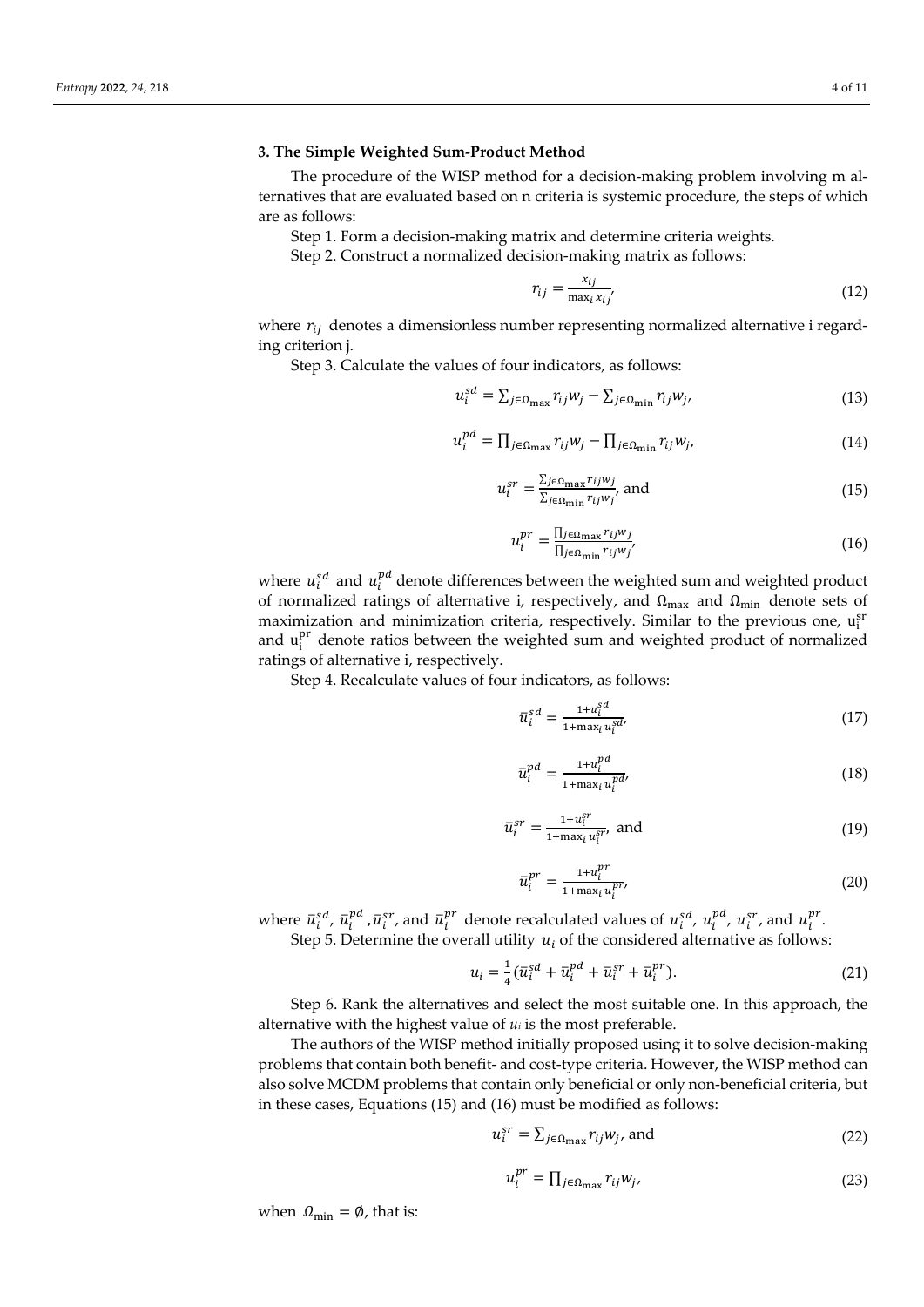### 3. The Simple Weighted Sum-Product Method

The procedure of the WISP method for a decision-making problem involving m alternatives that are evaluated based on n criteria is systemic procedure, the steps of which are as follows:

Step 1. Form a decision-making matrix and determine criteria weights.

Step 2. Construct a normalized decision-making matrix as follows:

$$r_{ij} = \frac{x_{ij}}{\max_i x_{ij}}, \tag{12}$$

where $r_{ij}$ denotes a dimensionless number representing normalized alternative i regarding criterion j.

Step 3. Calculate the values of four indicators, as follows:

$$u_i^{sd} = \sum_{j \in \Omega_{\max}} r_{ij} w_j - \sum_{j \in \Omega_{\min}} r_{ij} w_j, \tag{13}$$

$$u_i^{pd} = \prod_{j \in \Omega_{\max}} r_{ij} w_j - \prod_{j \in \Omega_{\min}} r_{ij} w_j, \tag{14}$$

$$u_i^{sr} = \frac{\sum_{j \in \Omega_{\max}} r_{ij} w_j}{\sum_{j \in \Omega_{\min}} r_{ij} w_j}, \text{ and} \tag{15}$$

$$u_i^{pr} = \frac{\prod_{j \in \Omega_{\max}} r_{ij} w_j}{\prod_{j \in \Omega_{\min}} r_{ij} w_j}, \tag{16}$$

where $u_i^{sd}$ and $u_i^{pd}$ denote differences between the weighted sum and weighted product of normalized ratings of alternative i, respectively, and $\Omega_{\max}$ and $\Omega_{\min}$ denote sets of maximization and minimization criteria, respectively. Similar to the previous one, $u_i^{sr}$ and $u_i^{pr}$ denote ratios between the weighted sum and weighted product of normalized ratings of alternative i, respectively.

Step 4. Recalculate values of four indicators, as follows:

$$\bar{u}_i^{sd} = \frac{1 + u_i^{sd}}{1 + \max_i u_i^{sd}}, \tag{17}$$

$$\bar{u}_i^{pd} = \frac{1 + u_i^{pd}}{1 + \max_i u_i^{pd}}, \tag{18}$$

$$\bar{u}_i^{sr} = \frac{1 + u_i^{sr}}{1 + \max_i u_i^{sr}}, \text{ and} \tag{19}$$

$$\bar{u}_i^{pr} = \frac{1 + u_i^{pr}}{1 + \max_i u_i^{pr}}, \tag{20}$$

where $\bar{u}_i^{sd}$, $\bar{u}_i^{pd}$, $\bar{u}_i^{sr}$, and $\bar{u}_i^{pr}$ denote recalculated values of $u_i^{sd}$, $u_i^{pd}$, $u_i^{sr}$, and $u_i^{pr}$.

Step 5. Determine the overall utility $u_i$ of the considered alternative as follows:

$$u_i = \frac{1}{4}\left(\bar{u}_i^{sd} + \bar{u}_i^{pd} + \bar{u}_i^{sr} + \bar{u}_i^{pr}\right). \tag{21}$$

Step 6. Rank the alternatives and select the most suitable one. In this approach, the alternative with the highest value of $u_i$ is the most preferable.

The authors of the WISP method initially proposed using it to solve decision-making problems that contain both benefit- and cost-type criteria. However, the WISP method can also solve MCDM problems that contain only beneficial or only non-beneficial criteria, but in these cases, Equations (15) and (16) must be modified as follows:

$$u_i^{sr} = \sum_{j \in \Omega_{\max}} r_{ij} w_j, \text{ and} \tag{22}$$

$$u_i^{pr} = \prod_{j \in \Omega_{\max}} r_{ij} w_j, \tag{23}$$

when $\Omega_{\min} = \emptyset$, that is: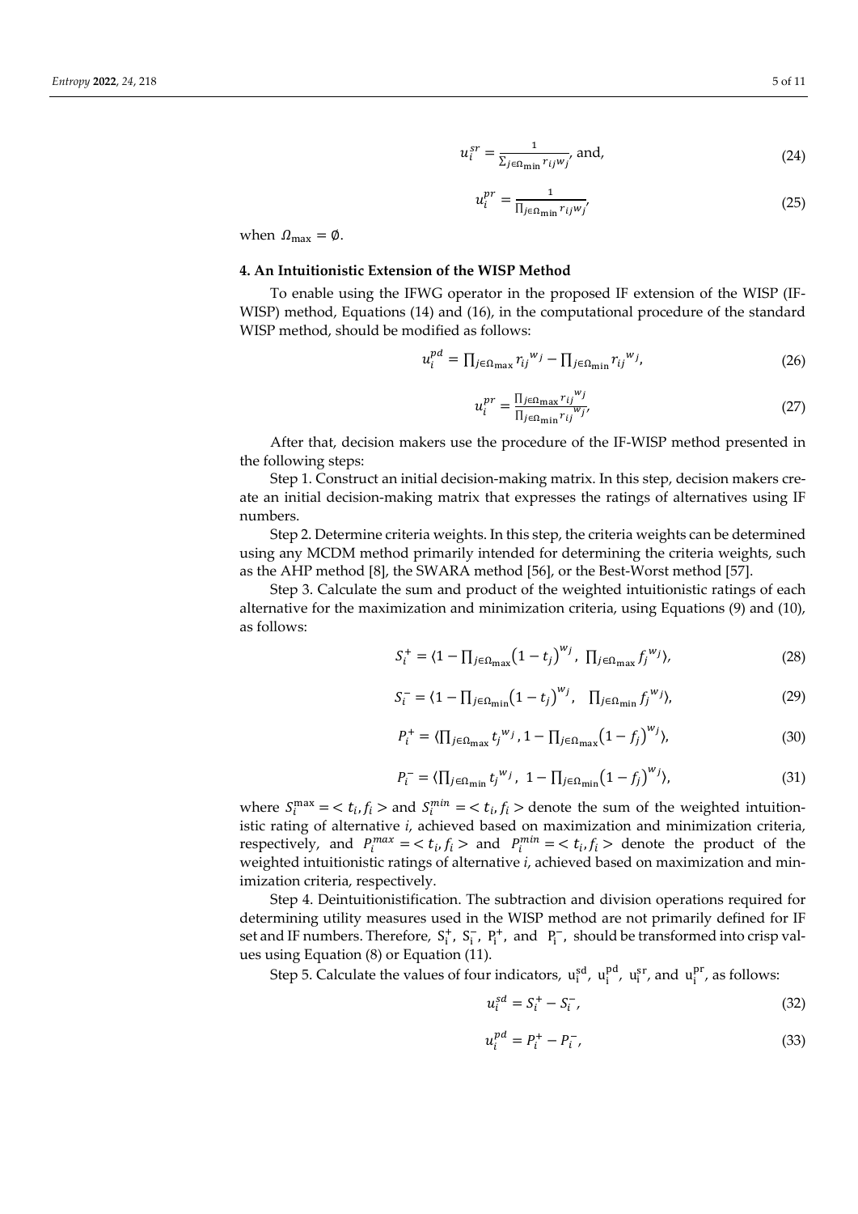$$u_i^{sr} = \frac{1}{\sum_{j\in\Omega_{\min}} r_{ij}w_j}, \text{ and,} \tag{24}$$

$$u_i^{pr} = \frac{1}{\prod_{j\in\Omega_{\min}} r_{ij}w_j}, \tag{25}$$

when $\Omega_{\max} = \emptyset$.

## 4. An Intuitionistic Extension of the WISP Method

To enable using the IFWG operator in the proposed IF extension of the WISP (IF-WISP) method, Equations (14) and (16), in the computational procedure of the standard WISP method, should be modified as follows:

$$u_i^{pd} = \prod_{j\in\Omega_{\max}} {r_{ij}}^{w_j} - \prod_{j\in\Omega_{\min}} {r_{ij}}^{w_j}, \tag{26}$$

$$u_i^{pr} = \frac{\prod_{j\in\Omega_{\max}} {r_{ij}}^{w_j}}{\prod_{j\in\Omega_{\min}} {r_{ij}}^{w_j}}, \tag{27}$$

After that, decision makers use the procedure of the IF-WISP method presented in the following steps:

Step 1. Construct an initial decision-making matrix. In this step, decision makers create an initial decision-making matrix that expresses the ratings of alternatives using IF numbers.

Step 2. Determine criteria weights. In this step, the criteria weights can be determined using any MCDM method primarily intended for determining the criteria weights, such as the AHP method [8], the SWARA method [56], or the Best-Worst method [57].

Step 3. Calculate the sum and product of the weighted intuitionistic ratings of each alternative for the maximization and minimization criteria, using Equations (9) and (10), as follows:

$$S_i^{+} = \langle 1 - \prod_{j\in\Omega_{\max}} \left(1 - t_j\right)^{w_j},\ \prod_{j\in\Omega_{\max}} {f_j}^{w_j} \rangle, \tag{28}$$

$$S_i^{-} = \langle 1 - \prod_{j\in\Omega_{\min}} \left(1 - t_j\right)^{w_j},\ \prod_{j\in\Omega_{\min}} {f_j}^{w_j} \rangle, \tag{29}$$

$$P_i^{+} = \langle \prod_{j\in\Omega_{\max}} {t_j}^{w_j}, 1 - \prod_{j\in\Omega_{\max}} \left(1 - f_j\right)^{w_j} \rangle, \tag{30}$$

$$P_i^{-} = \langle \prod_{j\in\Omega_{\min}} {t_j}^{w_j},\ 1 - \prod_{j\in\Omega_{\min}} \left(1 - f_j\right)^{w_j} \rangle, \tag{31}$$

where $S_i^{\max} = < t_i, f_i >$ and $S_i^{min} = < t_i, f_i >$ denote the sum of the weighted intuitionistic rating of alternative *i*, achieved based on maximization and minimization criteria, respectively, and $P_i^{max} = < t_i, f_i >$ and $P_i^{min} = < t_i, f_i >$ denote the product of the weighted intuitionistic ratings of alternative *i*, achieved based on maximization and minimization criteria, respectively.

Step 4. Deintuitionistification. The subtraction and division operations required for determining utility measures used in the WISP method are not primarily defined for IF set and IF numbers. Therefore, $S_i^{+}$, $S_i^{-}$, $P_i^{+}$, and $P_i^{-}$, should be transformed into crisp values using Equation (8) or Equation (11).

Step 5. Calculate the values of four indicators, $u_i^{sd}$, $u_i^{pd}$, $u_i^{sr}$, and $u_i^{pr}$, as follows:

$$u_i^{sd} = S_i^{+} - S_i^{-}, \tag{32}$$

$$u_i^{pd} = P_i^{+} - P_i^{-}, \tag{33}$$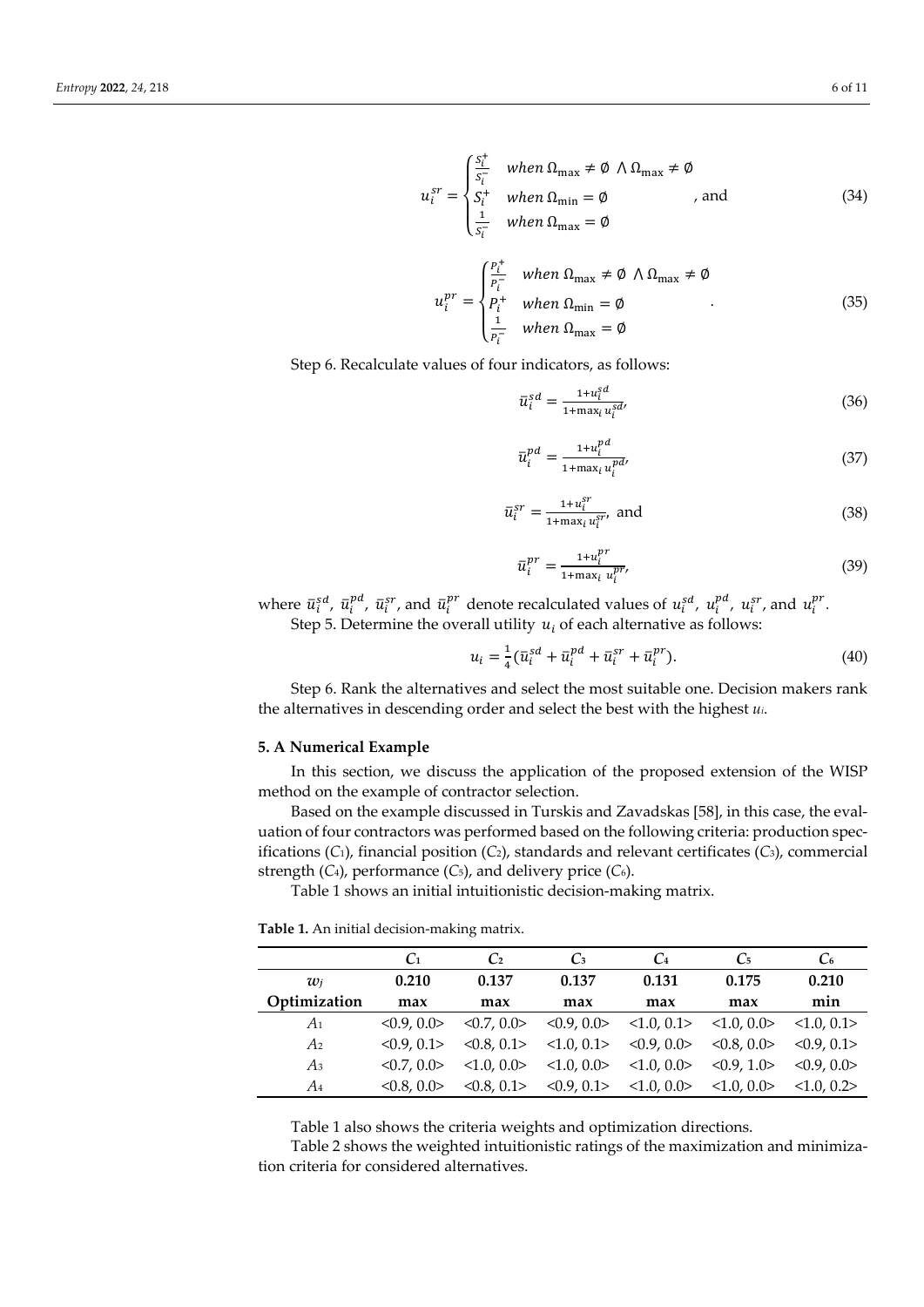$$u_i^{sr} = \begin{cases} \frac{S_i^+}{S_i^-} & when\ \Omega_{\max} \neq \emptyset\ \wedge \Omega_{\max} \neq \emptyset \\ S_i^+ & when\ \Omega_{\min} = \emptyset \\ \frac{1}{S_i^-} & when\ \Omega_{\max} = \emptyset \end{cases}, \text{ and} \tag{34}$$

$$u_i^{pr} = \begin{cases} \frac{P_i^+}{P_i^-} & when\ \Omega_{\max} \neq \emptyset\ \wedge \Omega_{\max} \neq \emptyset \\ P_i^+ & when\ \Omega_{\min} = \emptyset \\ \frac{1}{P_i^-} & when\ \Omega_{\max} = \emptyset \end{cases}. \tag{35}$$

Step 6. Recalculate values of four indicators, as follows:

$$\bar{u}_i^{sd} = \frac{1+u_i^{sd}}{1+\max_i u_i^{sd}}, \tag{36}$$

$$\bar{u}_i^{pd} = \frac{1+u_i^{pd}}{1+\max_i u_i^{pd}}, \tag{37}$$

$$\bar{u}_i^{sr} = \frac{1+u_i^{sr}}{1+\max_i u_i^{sr}}, \text{ and} \tag{38}$$

$$\bar{u}_i^{pr} = \frac{1+u_i^{pr}}{1+\max_i u_i^{pr}}, \tag{39}$$

where $\bar{u}_i^{sd}$, $\bar{u}_i^{pd}$, $\bar{u}_i^{sr}$, and $\bar{u}_i^{pr}$ denote recalculated values of $u_i^{sd}$, $u_i^{pd}$, $u_i^{sr}$, and $u_i^{pr}$.

Step 5. Determine the overall utility $u_i$ of each alternative as follows:

$$u_i = \frac{1}{4}(\bar{u}_i^{sd} + \bar{u}_i^{pd} + \bar{u}_i^{sr} + \bar{u}_i^{pr}). \tag{40}$$

Step 6. Rank the alternatives and select the most suitable one. Decision makers rank the alternatives in descending order and select the best with the highest $u_i$.

## 5. A Numerical Example

In this section, we discuss the application of the proposed extension of the WISP method on the example of contractor selection.

Based on the example discussed in Turskis and Zavadskas [58], in this case, the evaluation of four contractors was performed based on the following criteria: production specifications ($C_1$), financial position ($C_2$), standards and relevant certificates ($C_3$), commercial strength ($C_4$), performance ($C_5$), and delivery price ($C_6$).

Table 1 shows an initial intuitionistic decision-making matrix.

**Table 1.** An initial decision-making matrix.

| | $C_1$ | $C_2$ | $C_3$ | $C_4$ | $C_5$ | $C_6$ |
|---|---|---|---|---|---|---|
| $w_j$ | **0.210** | **0.137** | **0.137** | **0.131** | **0.175** | **0.210** |
| **Optimization** | **max** | **max** | **max** | **max** | **max** | **min** |
| $A_1$ | <0.9, 0.0> | <0.7, 0.0> | <0.9, 0.0> | <1.0, 0.1> | <1.0, 0.0> | <1.0, 0.1> |
| $A_2$ | <0.9, 0.1> | <0.8, 0.1> | <1.0, 0.1> | <0.9, 0.0> | <0.8, 0.0> | <0.9, 0.1> |
| $A_3$ | <0.7, 0.0> | <1.0, 0.0> | <1.0, 0.0> | <1.0, 0.0> | <0.9, 1.0> | <0.9, 0.0> |
| $A_4$ | <0.8, 0.0> | <0.8, 0.1> | <0.9, 0.1> | <1.0, 0.0> | <1.0, 0.0> | <1.0, 0.2> |

Table 1 also shows the criteria weights and optimization directions.

Table 2 shows the weighted intuitionistic ratings of the maximization and minimization criteria for considered alternatives.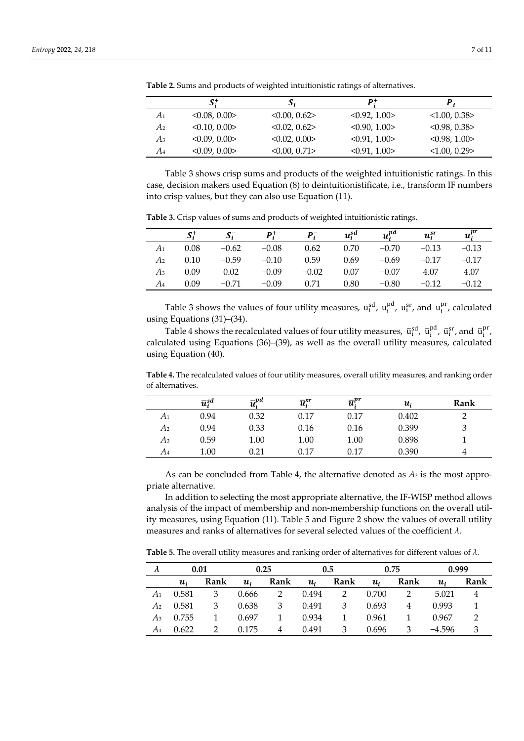**Table 2.** Sums and products of weighted intuitionistic ratings of alternatives.

| | $S_i^+$ | $S_i^-$ | $P_i^+$ | $P_i^-$ |
|---|---|---|---|---|
| $A_1$ | <0.08, 0.00> | <0.00, 0.62> | <0.92, 1.00> | <1.00, 0.38> |
| $A_2$ | <0.10, 0.00> | <0.02, 0.62> | <0.90, 1.00> | <0.98, 0.38> |
| $A_3$ | <0.09, 0.00> | <0.02, 0.00> | <0.91, 1.00> | <0.98, 1.00> |
| $A_4$ | <0.09, 0.00> | <0.00, 0.71> | <0.91, 1.00> | <1.00, 0.29> |

Table 3 shows crisp sums and products of the weighted intuitionistic ratings. In this case, decision makers used Equation (8) to deintuitionistificate, i.e., transform IF numbers into crisp values, but they can also use Equation (11).

**Table 3.** Crisp values of sums and products of weighted intuitionistic ratings.

| | $S_i^+$ | $S_i^-$ | $P_i^+$ | $P_i^-$ | $u_i^{sd}$ | $u_i^{pd}$ | $u_i^{sr}$ | $u_i^{pr}$ |
|---|---|---|---|---|---|---|---|---|
| $A_1$ | 0.08 | −0.62 | −0.08 | 0.62 | 0.70 | −0.70 | −0.13 | −0.13 |
| $A_2$ | 0.10 | −0.59 | −0.10 | 0.59 | 0.69 | −0.69 | −0.17 | −0.17 |
| $A_3$ | 0.09 | 0.02 | −0.09 | −0.02 | 0.07 | −0.07 | 4.07 | 4.07 |
| $A_4$ | 0.09 | −0.71 | −0.09 | 0.71 | 0.80 | −0.80 | −0.12 | −0.12 |

Table 3 shows the values of four utility measures, $u_i^{sd}$, $u_i^{pd}$, $u_i^{sr}$, and $u_i^{pr}$, calculated using Equations (31)–(34).

Table 4 shows the recalculated values of four utility measures, $\bar{u}_i^{sd}$, $\bar{u}_i^{pd}$, $\bar{u}_i^{sr}$, and $\bar{u}_i^{pr}$, calculated using Equations (36)–(39), as well as the overall utility measures, calculated using Equation (40).

**Table 4.** The recalculated values of four utility measures, overall utility measures, and ranking order of alternatives.

| | $\bar{u}_i^{sd}$ | $\bar{u}_i^{pd}$ | $\bar{u}_i^{sr}$ | $\bar{u}_i^{pr}$ | $u_i$ | Rank |
|---|---|---|---|---|---|---|
| $A_1$ | 0.94 | 0.32 | 0.17 | 0.17 | 0.402 | 2 |
| $A_2$ | 0.94 | 0.33 | 0.16 | 0.16 | 0.399 | 3 |
| $A_3$ | 0.59 | 1.00 | 1.00 | 1.00 | 0.898 | 1 |
| $A_4$ | 1.00 | 0.21 | 0.17 | 0.17 | 0.390 | 4 |

As can be concluded from Table 4, the alternative denoted as $A_3$ is the most appropriate alternative.

In addition to selecting the most appropriate alternative, the IF-WISP method allows analysis of the impact of membership and non-membership functions on the overall utility measures, using Equation (11). Table 5 and Figure 2 show the values of overall utility measures and ranks of alternatives for several selected values of the coefficient $\lambda$.

**Table 5.** The overall utility measures and ranking order of alternatives for different values of $\lambda$.

| $\lambda$ | 0.01 | | 0.25 | | 0.5 | | 0.75 | | 0.999 | |
|---|---|---|---|---|---|---|---|---|---|---|
| | $u_i$ | Rank | $u_i$ | Rank | $u_i$ | Rank | $u_i$ | Rank | $u_i$ | Rank |
| $A_1$ | 0.581 | 3 | 0.666 | 2 | 0.494 | 2 | 0.700 | 2 | −5.021 | 4 |
| $A_2$ | 0.581 | 3 | 0.638 | 3 | 0.491 | 3 | 0.693 | 4 | 0.993 | 1 |
| $A_3$ | 0.755 | 1 | 0.697 | 1 | 0.934 | 1 | 0.961 | 1 | 0.967 | 2 |
| $A_4$ | 0.622 | 2 | 0.175 | 4 | 0.491 | 3 | 0.696 | 3 | −4.596 | 3 |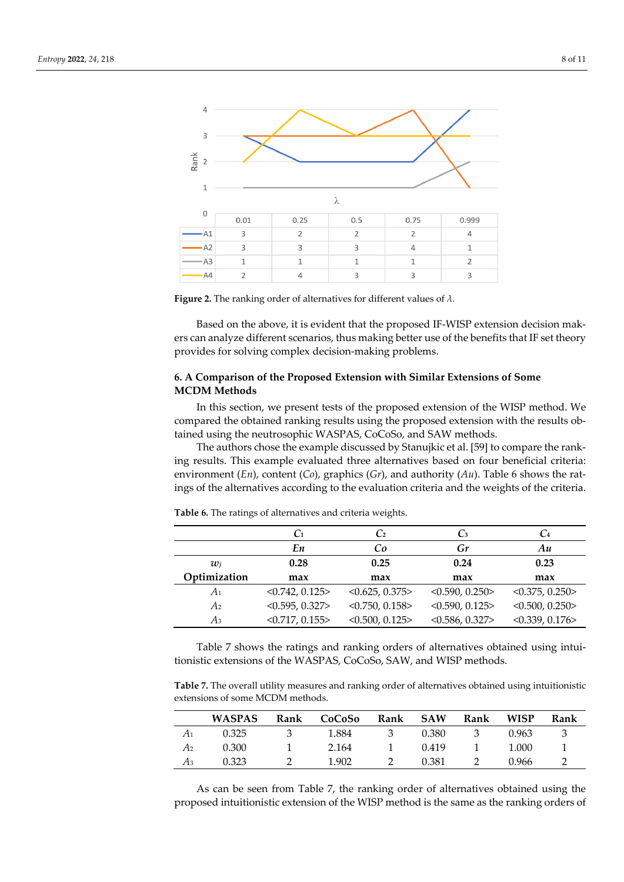| | 0.01 | 0.25 | 0.5 | 0.75 | 0.999 |
|---|---|---|---|---|---|
| A1 | 3 | 2 | 2 | 2 | 4 |
| A2 | 3 | 3 | 3 | 4 | 1 |
| A3 | 1 | 1 | 1 | 1 | 2 |
| A4 | 2 | 4 | 3 | 3 | 3 |

**Figure 2.** The ranking order of alternatives for different values of $\lambda$.

Based on the above, it is evident that the proposed IF-WISP extension decision makers can analyze different scenarios, thus making better use of the benefits that IF set theory provides for solving complex decision-making problems.

## 6. A Comparison of the Proposed Extension with Similar Extensions of Some MCDM Methods

In this section, we present tests of the proposed extension of the WISP method. We compared the obtained ranking results using the proposed extension with the results obtained using the neutrosophic WASPAS, CoCoSo, and SAW methods.

The authors chose the example discussed by Stanujkic et al. [59] to compare the ranking results. This example evaluated three alternatives based on four beneficial criteria: environment (*En*), content (*Co*), graphics (*Gr*), and authority (*Au*). Table 6 shows the ratings of the alternatives according to the evaluation criteria and the weights of the criteria.

**Table 6.** The ratings of alternatives and criteria weights.

| | $C_1$ | $C_2$ | $C_3$ | $C_4$ |
|---|---|---|---|---|
| | *En* | *Co* | *Gr* | *Au* |
| $w_j$ | **0.28** | **0.25** | **0.24** | **0.23** |
| **Optimization** | **max** | **max** | **max** | **max** |
| $A_1$ | <0.742, 0.125> | <0.625, 0.375> | <0.590, 0.250> | <0.375, 0.250> |
| $A_2$ | <0.595, 0.327> | <0.750, 0.158> | <0.590, 0.125> | <0.500, 0.250> |
| $A_3$ | <0.717, 0.155> | <0.500, 0.125> | <0.586, 0.327> | <0.339, 0.176> |

Table 7 shows the ratings and ranking orders of alternatives obtained using intuitionistic extensions of the WASPAS, CoCoSo, SAW, and WISP methods.

**Table 7.** The overall utility measures and ranking order of alternatives obtained using intuitionistic extensions of some MCDM methods.

| | WASPAS | Rank | CoCoSo | Rank | SAW | Rank | WISP | Rank |
|---|---|---|---|---|---|---|---|---|
| $A_1$ | 0.325 | 3 | 1.884 | 3 | 0.380 | 3 | 0.963 | 3 |
| $A_2$ | 0.300 | 1 | 2.164 | 1 | 0.419 | 1 | 1.000 | 1 |
| $A_3$ | 0.323 | 2 | 1.902 | 2 | 0.381 | 2 | 0.966 | 2 |

As can be seen from Table 7, the ranking order of alternatives obtained using the proposed intuitionistic extension of the WISP method is the same as the ranking orders of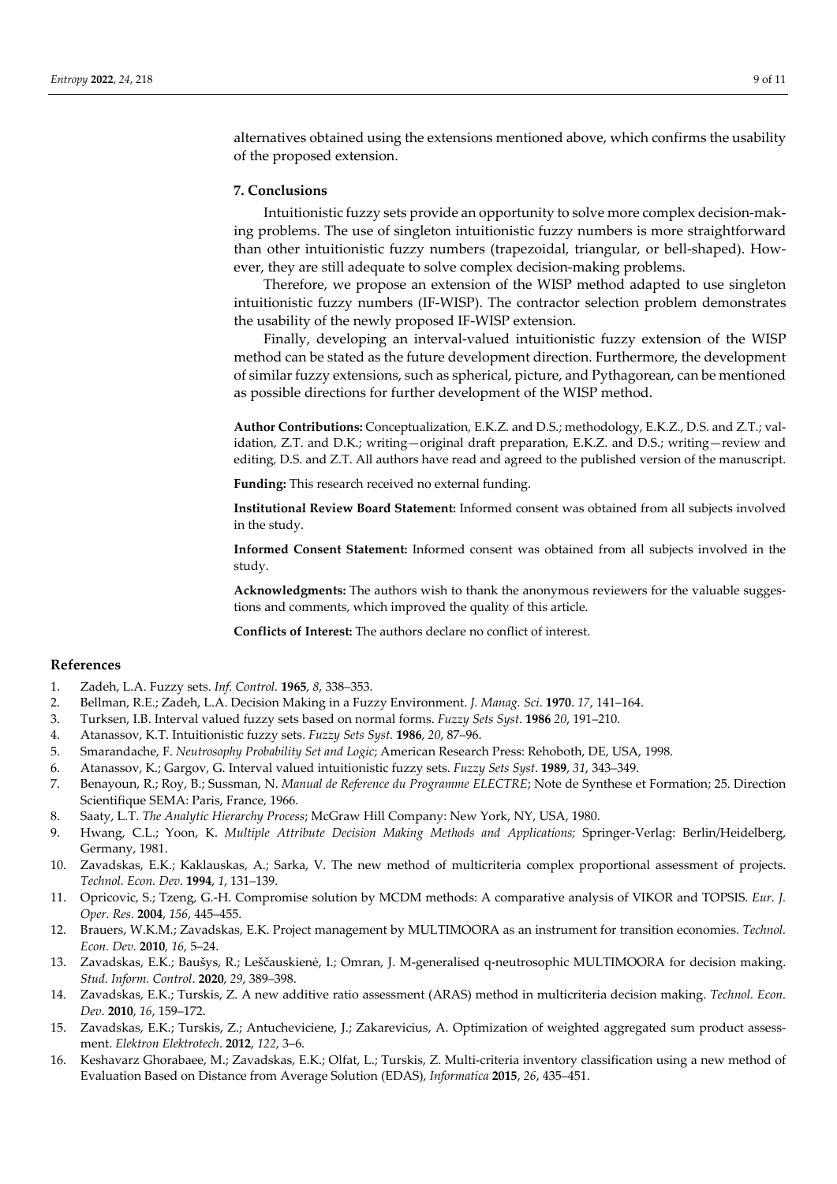alternatives obtained using the extensions mentioned above, which confirms the usability of the proposed extension.

## 7. Conclusions

Intuitionistic fuzzy sets provide an opportunity to solve more complex decision-making problems. The use of singleton intuitionistic fuzzy numbers is more straightforward than other intuitionistic fuzzy numbers (trapezoidal, triangular, or bell-shaped). However, they are still adequate to solve complex decision-making problems.

Therefore, we propose an extension of the WISP method adapted to use singleton intuitionistic fuzzy numbers (IF-WISP). The contractor selection problem demonstrates the usability of the newly proposed IF-WISP extension.

Finally, developing an interval-valued intuitionistic fuzzy extension of the WISP method can be stated as the future development direction. Furthermore, the development of similar fuzzy extensions, such as spherical, picture, and Pythagorean, can be mentioned as possible directions for further development of the WISP method.

**Author Contributions:** Conceptualization, E.K.Z. and D.S.; methodology, E.K.Z., D.S. and Z.T.; validation, Z.T. and D.K.; writing—original draft preparation, E.K.Z. and D.S.; writing—review and editing, D.S. and Z.T. All authors have read and agreed to the published version of the manuscript.

**Funding:** This research received no external funding.

**Institutional Review Board Statement:** Informed consent was obtained from all subjects involved in the study.

**Informed Consent Statement:** Informed consent was obtained from all subjects involved in the study.

**Acknowledgments:** The authors wish to thank the anonymous reviewers for the valuable suggestions and comments, which improved the quality of this article.

**Conflicts of Interest:** The authors declare no conflict of interest.

## References

1. Zadeh, L.A. Fuzzy sets. *Inf. Control.* **1965**, *8*, 338–353.
2. Bellman, R.E.; Zadeh, L.A. Decision Making in a Fuzzy Environment. *J. Manag. Sci*. **1970**. *17*, 141–164.
3. Turksen, I.B. Interval valued fuzzy sets based on normal forms. *Fuzzy Sets Syst*. **1986** *20*, 191–210.
4. Atanassov, K.T. Intuitionistic fuzzy sets. *Fuzzy Sets Syst.* **1986**, *20*, 87–96.
5. Smarandache, F. *Neutrosophy Probability Set and Logic*; American Research Press: Rehoboth, DE, USA, 1998.
6. Atanassov, K.; Gargov, G. Interval valued intuitionistic fuzzy sets. *Fuzzy Sets Syst*. **1989**, *31*, 343–349.
7. Benayoun, R.; Roy, B.; Sussman, N. *Manual de Reference du Programme ELECTRE*; Note de Synthese et Formation; 25. Direction Scientifique SEMA: Paris, France, 1966.
8. Saaty, L.T. *The Analytic Hierarchy Process*; McGraw Hill Company: New York, NY, USA, 1980.
9. Hwang, C.L.; Yoon, K. *Multiple Attribute Decision Making Methods and Applications;* Springer-Verlag: Berlin/Heidelberg, Germany, 1981.
10. Zavadskas, E.K.; Kaklauskas, A.; Sarka, V. The new method of multicriteria complex proportional assessment of projects. *Technol. Econ. Dev*. **1994**, *1*, 131–139.
11. Opricovic, S.; Tzeng, G.-H. Compromise solution by MCDM methods: A comparative analysis of VIKOR and TOPSIS. *Eur. J. Oper. Res.* **2004**, *156*, 445–455.
12. Brauers, W.K.M.; Zavadskas, E.K. Project management by MULTIMOORA as an instrument for transition economies. *Technol. Econ. Dev.* **2010**, *16*, 5–24.
13. Zavadskas, E.K.; Baušys, R.; Leščauskienė, I.; Omran, J. M-generalised q-neutrosophic MULTIMOORA for decision making. *Stud. Inform. Control*. **2020**, *29*, 389–398.
14. Zavadskas, E.K.; Turskis, Z. A new additive ratio assessment (ARAS) method in multicriteria decision making. *Technol. Econ. Dev*. **2010**, *16*, 159–172.
15. Zavadskas, E.K.; Turskis, Z.; Antucheviciene, J.; Zakarevicius, A. Optimization of weighted aggregated sum product assessment. *Elektron Elektrotech*. **2012**, *122*, 3–6.
16. Keshavarz Ghorabaee, M.; Zavadskas, E.K.; Olfat, L.; Turskis, Z. Multi-criteria inventory classification using a new method of Evaluation Based on Distance from Average Solution (EDAS), *Informatica* **2015**, *26*, 435–451.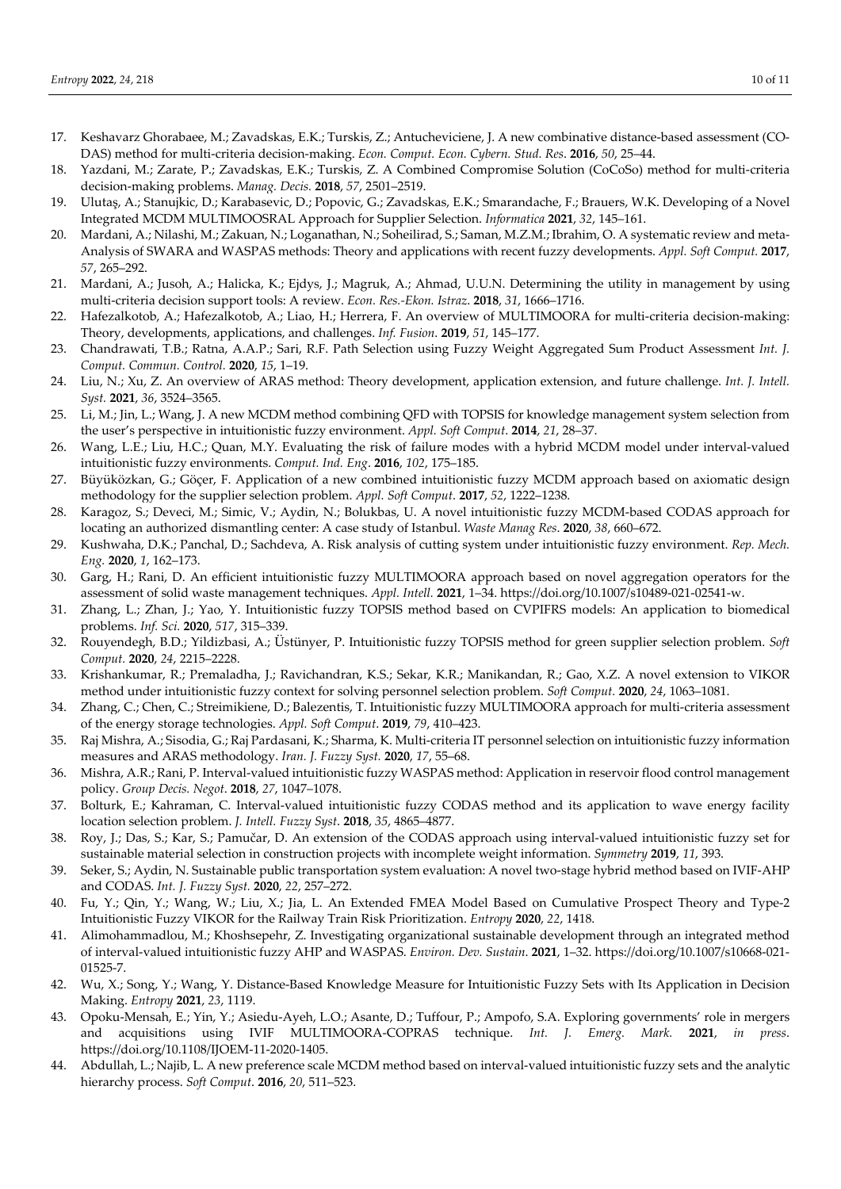17. Keshavarz Ghorabaee, M.; Zavadskas, E.K.; Turskis, Z.; Antucheviciene, J. A new combinative distance-based assessment (CODAS) method for multi-criteria decision-making. *Econ. Comput. Econ. Cybern. Stud. Res*. **2016**, *50*, 25–44.
18. Yazdani, M.; Zarate, P.; Zavadskas, E.K.; Turskis, Z. A Combined Compromise Solution (CoCoSo) method for multi-criteria decision-making problems. *Manag. Decis.* **2018**, *57*, 2501–2519.
19. Ulutaş, A.; Stanujkic, D.; Karabasevic, D.; Popovic, G.; Zavadskas, E.K.; Smarandache, F.; Brauers, W.K. Developing of a Novel Integrated MCDM MULTIMOOSRAL Approach for Supplier Selection. *Informatica* **2021**, *32*, 145–161.
20. Mardani, A.; Nilashi, M.; Zakuan, N.; Loganathan, N.; Soheilirad, S.; Saman, M.Z.M.; Ibrahim, O. A systematic review and meta-Analysis of SWARA and WASPAS methods: Theory and applications with recent fuzzy developments. *Appl. Soft Comput.* **2017**, *57*, 265–292.
21. Mardani, A.; Jusoh, A.; Halicka, K.; Ejdys, J.; Magruk, A.; Ahmad, U.U.N. Determining the utility in management by using multi-criteria decision support tools: A review. *Econ. Res.-Ekon. Istraz*. **2018**, *31*, 1666–1716.
22. Hafezalkotob, A.; Hafezalkotob, A.; Liao, H.; Herrera, F. An overview of MULTIMOORA for multi-criteria decision-making: Theory, developments, applications, and challenges. *Inf. Fusion*. **2019**, *51*, 145–177.
23. Chandrawati, T.B.; Ratna, A.A.P.; Sari, R.F. Path Selection using Fuzzy Weight Aggregated Sum Product Assessment *Int. J. Comput. Commun. Control.* **2020**, *15*, 1–19.
24. Liu, N.; Xu, Z. An overview of ARAS method: Theory development, application extension, and future challenge. *Int. J. Intell. Syst.* **2021**, *36*, 3524–3565.
25. Li, M.; Jin, L.; Wang, J. A new MCDM method combining QFD with TOPSIS for knowledge management system selection from the user's perspective in intuitionistic fuzzy environment. *Appl. Soft Comput*. **2014**, *21*, 28–37.
26. Wang, L.E.; Liu, H.C.; Quan, M.Y. Evaluating the risk of failure modes with a hybrid MCDM model under interval-valued intuitionistic fuzzy environments. *Comput. Ind. Eng*. **2016**, *102*, 175–185.
27. Büyüközkan, G.; Göçer, F. Application of a new combined intuitionistic fuzzy MCDM approach based on axiomatic design methodology for the supplier selection problem. *Appl. Soft Comput*. **2017**, *52*, 1222–1238.
28. Karagoz, S.; Deveci, M.; Simic, V.; Aydin, N.; Bolukbas, U. A novel intuitionistic fuzzy MCDM-based CODAS approach for locating an authorized dismantling center: A case study of Istanbul. *Waste Manag Res*. **2020**, *38*, 660–672.
29. Kushwaha, D.K.; Panchal, D.; Sachdeva, A. Risk analysis of cutting system under intuitionistic fuzzy environment. *Rep. Mech. Eng.* **2020**, *1*, 162–173.
30. Garg, H.; Rani, D. An efficient intuitionistic fuzzy MULTIMOORA approach based on novel aggregation operators for the assessment of solid waste management techniques. *Appl. Intell.* **2021**, 1–34. https://doi.org/10.1007/s10489-021-02541-w.
31. Zhang, L.; Zhan, J.; Yao, Y. Intuitionistic fuzzy TOPSIS method based on CVPIFRS models: An application to biomedical problems. *Inf. Sci.* **2020**, *517*, 315–339.
32. Rouyendegh, B.D.; Yildizbasi, A.; Üstünyer, P. Intuitionistic fuzzy TOPSIS method for green supplier selection problem. *Soft Comput.* **2020**, *24*, 2215–2228.
33. Krishankumar, R.; Premaladha, J.; Ravichandran, K.S.; Sekar, K.R.; Manikandan, R.; Gao, X.Z. A novel extension to VIKOR method under intuitionistic fuzzy context for solving personnel selection problem. *Soft Comput.* **2020**, *24*, 1063–1081.
34. Zhang, C.; Chen, C.; Streimikiene, D.; Balezentis, T. Intuitionistic fuzzy MULTIMOORA approach for multi-criteria assessment of the energy storage technologies. *Appl. Soft Comput*. **2019**, *79*, 410–423.
35. Raj Mishra, A.; Sisodia, G.; Raj Pardasani, K.; Sharma, K. Multi-criteria IT personnel selection on intuitionistic fuzzy information measures and ARAS methodology. *Iran. J. Fuzzy Syst.* **2020**, *17*, 55–68.
36. Mishra, A.R.; Rani, P. Interval-valued intuitionistic fuzzy WASPAS method: Application in reservoir flood control management policy. *Group Decis. Negot*. **2018**, *27*, 1047–1078.
37. Bolturk, E.; Kahraman, C. Interval-valued intuitionistic fuzzy CODAS method and its application to wave energy facility location selection problem. *J. Intell. Fuzzy Syst*. **2018**, *35*, 4865–4877.
38. Roy, J.; Das, S.; Kar, S.; Pamučar, D. An extension of the CODAS approach using interval-valued intuitionistic fuzzy set for sustainable material selection in construction projects with incomplete weight information. *Symmetry* **2019**, *11*, 393.
39. Seker, S.; Aydin, N. Sustainable public transportation system evaluation: A novel two-stage hybrid method based on IVIF-AHP and CODAS. *Int. J. Fuzzy Syst.* **2020**, *22*, 257–272.
40. Fu, Y.; Qin, Y.; Wang, W.; Liu, X.; Jia, L. An Extended FMEA Model Based on Cumulative Prospect Theory and Type-2 Intuitionistic Fuzzy VIKOR for the Railway Train Risk Prioritization. *Entropy* **2020**, *22*, 1418.
41. Alimohammadlou, M.; Khoshsepehr, Z. Investigating organizational sustainable development through an integrated method of interval-valued intuitionistic fuzzy AHP and WASPAS. *Environ. Dev. Sustain*. **2021**, 1–32. https://doi.org/10.1007/s10668-021-01525-7.
42. Wu, X.; Song, Y.; Wang, Y. Distance-Based Knowledge Measure for Intuitionistic Fuzzy Sets with Its Application in Decision Making. *Entropy* **2021**, *23*, 1119.
43. Opoku-Mensah, E.; Yin, Y.; Asiedu-Ayeh, L.O.; Asante, D.; Tuffour, P.; Ampofo, S.A. Exploring governments' role in mergers and acquisitions using IVIF MULTIMOORA-COPRAS technique. *Int. J. Emerg. Mark.* **2021**, *in press*. https://doi.org/10.1108/IJOEM-11-2020-1405.
44. Abdullah, L.; Najib, L. A new preference scale MCDM method based on interval-valued intuitionistic fuzzy sets and the analytic hierarchy process. *Soft Comput*. **2016**, *20*, 511–523.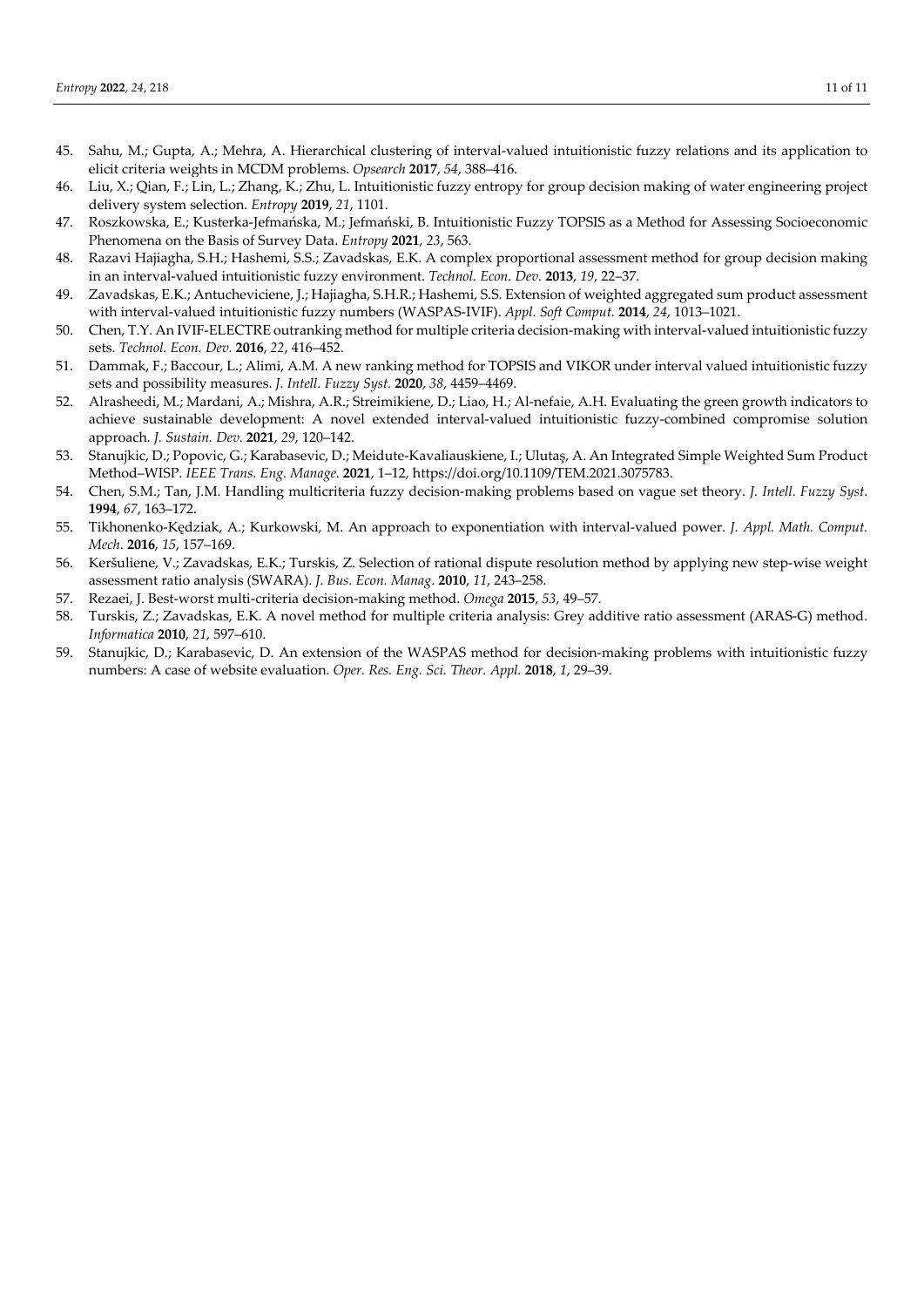45. Sahu, M.; Gupta, A.; Mehra, A. Hierarchical clustering of interval-valued intuitionistic fuzzy relations and its application to elicit criteria weights in MCDM problems. *Opsearch* **2017**, *54*, 388–416.
46. Liu, X.; Qian, F.; Lin, L.; Zhang, K.; Zhu, L. Intuitionistic fuzzy entropy for group decision making of water engineering project delivery system selection. *Entropy* **2019**, *21*, 1101.
47. Roszkowska, E.; Kusterka-Jefmańska, M.; Jefmański, B. Intuitionistic Fuzzy TOPSIS as a Method for Assessing Socioeconomic Phenomena on the Basis of Survey Data. *Entropy* **2021**, *23*, 563.
48. Razavi Hajiagha, S.H.; Hashemi, S.S.; Zavadskas, E.K. A complex proportional assessment method for group decision making in an interval-valued intuitionistic fuzzy environment. *Technol. Econ. Dev.* **2013**, *19*, 22–37.
49. Zavadskas, E.K.; Antucheviciene, J.; Hajiagha, S.H.R.; Hashemi, S.S. Extension of weighted aggregated sum product assessment with interval-valued intuitionistic fuzzy numbers (WASPAS-IVIF). *Appl. Soft Comput.* **2014**, *24*, 1013–1021.
50. Chen, T.Y. An IVIF-ELECTRE outranking method for multiple criteria decision-making with interval-valued intuitionistic fuzzy sets. *Technol. Econ. Dev.* **2016**, *22*, 416–452.
51. Dammak, F.; Baccour, L.; Alimi, A.M. A new ranking method for TOPSIS and VIKOR under interval valued intuitionistic fuzzy sets and possibility measures. *J. Intell. Fuzzy Syst.* **2020**, *38*, 4459–4469.
52. Alrasheedi, M.; Mardani, A.; Mishra, A.R.; Streimikiene, D.; Liao, H.; Al-nefaie, A.H. Evaluating the green growth indicators to achieve sustainable development: A novel extended interval-valued intuitionistic fuzzy-combined compromise solution approach. *J. Sustain. Dev.* **2021**, *29*, 120–142.
53. Stanujkic, D.; Popovic, G.; Karabasevic, D.; Meidute-Kavaliauskiene, I.; Ulutaş, A. An Integrated Simple Weighted Sum Product Method–WISP. *IEEE Trans. Eng. Manage*. **2021**, 1–12, https://doi.org/10.1109/TEM.2021.3075783.
54. Chen, S.M.; Tan, J.M. Handling multicriteria fuzzy decision-making problems based on vague set theory. *J. Intell. Fuzzy Syst*. **1994**, *67*, 163–172.
55. Tikhonenko-Kędziak, A.; Kurkowski, M. An approach to exponentiation with interval-valued power. *J. Appl. Math. Comput. Mech.* **2016**, *15*, 157–169.
56. Keršuliene, V.; Zavadskas, E.K.; Turskis, Z. Selection of rational dispute resolution method by applying new step-wise weight assessment ratio analysis (SWARA). *J. Bus. Econ. Manag.* **2010**, *11*, 243–258.
57. Rezaei, J. Best-worst multi-criteria decision-making method. *Omega* **2015**, *53*, 49–57.
58. Turskis, Z.; Zavadskas, E.K. A novel method for multiple criteria analysis: Grey additive ratio assessment (ARAS-G) method. *Informatica* **2010**, *21*, 597–610.
59. Stanujkic, D.; Karabasevic, D. An extension of the WASPAS method for decision-making problems with intuitionistic fuzzy numbers: A case of website evaluation. *Oper. Res. Eng. Sci. Theor. Appl.* **2018**, *1*, 29–39.